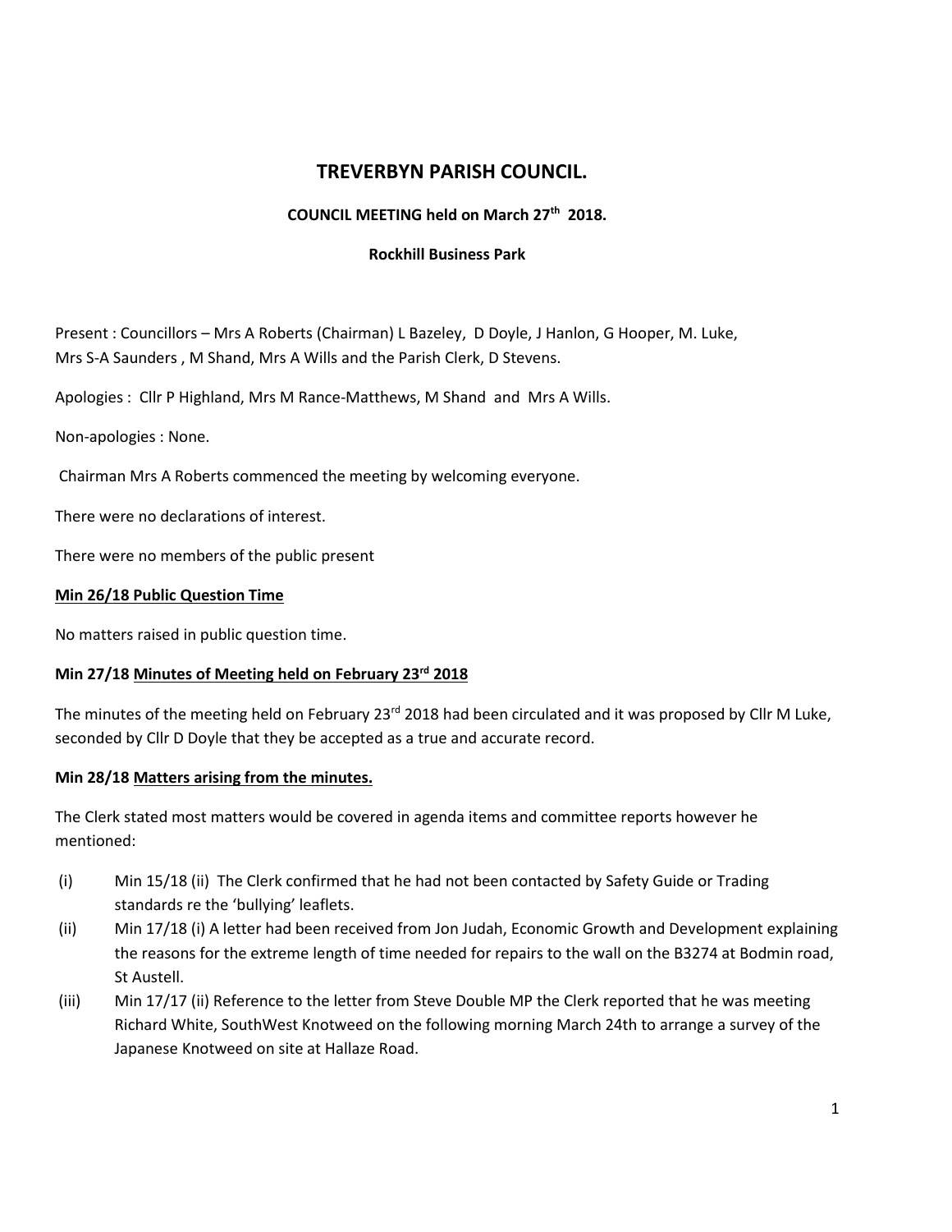# TREVERBYN PARISH COUNCIL.

### COUNCIL MEETING held on March 27th 2018.

### Rockhill Business Park

Present : Councillors – Mrs A Roberts (Chairman) L Bazeley, D Doyle, J Hanlon, G Hooper, M. Luke, Mrs S-A Saunders , M Shand, Mrs A Wills and the Parish Clerk, D Stevens.

Apologies : Cllr P Highland, Mrs M Rance-Matthews, M Shand and Mrs A Wills.

Non-apologies : None.

Chairman Mrs A Roberts commenced the meeting by welcoming everyone.

There were no declarations of interest.

There were no members of the public present

**Min 26/18 Public Question Time**

No matters raised in public question time.

**Min 27/18 Minutes of Meeting held on February 23rd 2018**

The minutes of the meeting held on February 23rd 2018 had been circulated and it was proposed by Cllr M Luke, seconded by Cllr D Doyle that they be accepted as a true and accurate record.

**Min 28/18 Matters arising from the minutes.**

The Clerk stated most matters would be covered in agenda items and committee reports however he mentioned:

(i) Min 15/18 (ii) The Clerk confirmed that he had not been contacted by Safety Guide or Trading standards re the 'bullying' leaflets.

(ii) Min 17/18 (i) A letter had been received from Jon Judah, Economic Growth and Development explaining the reasons for the extreme length of time needed for repairs to the wall on the B3274 at Bodmin road, St Austell.

(iii) Min 17/17 (ii) Reference to the letter from Steve Double MP the Clerk reported that he was meeting Richard White, SouthWest Knotweed on the following morning March 24th to arrange a survey of the Japanese Knotweed on site at Hallaze Road.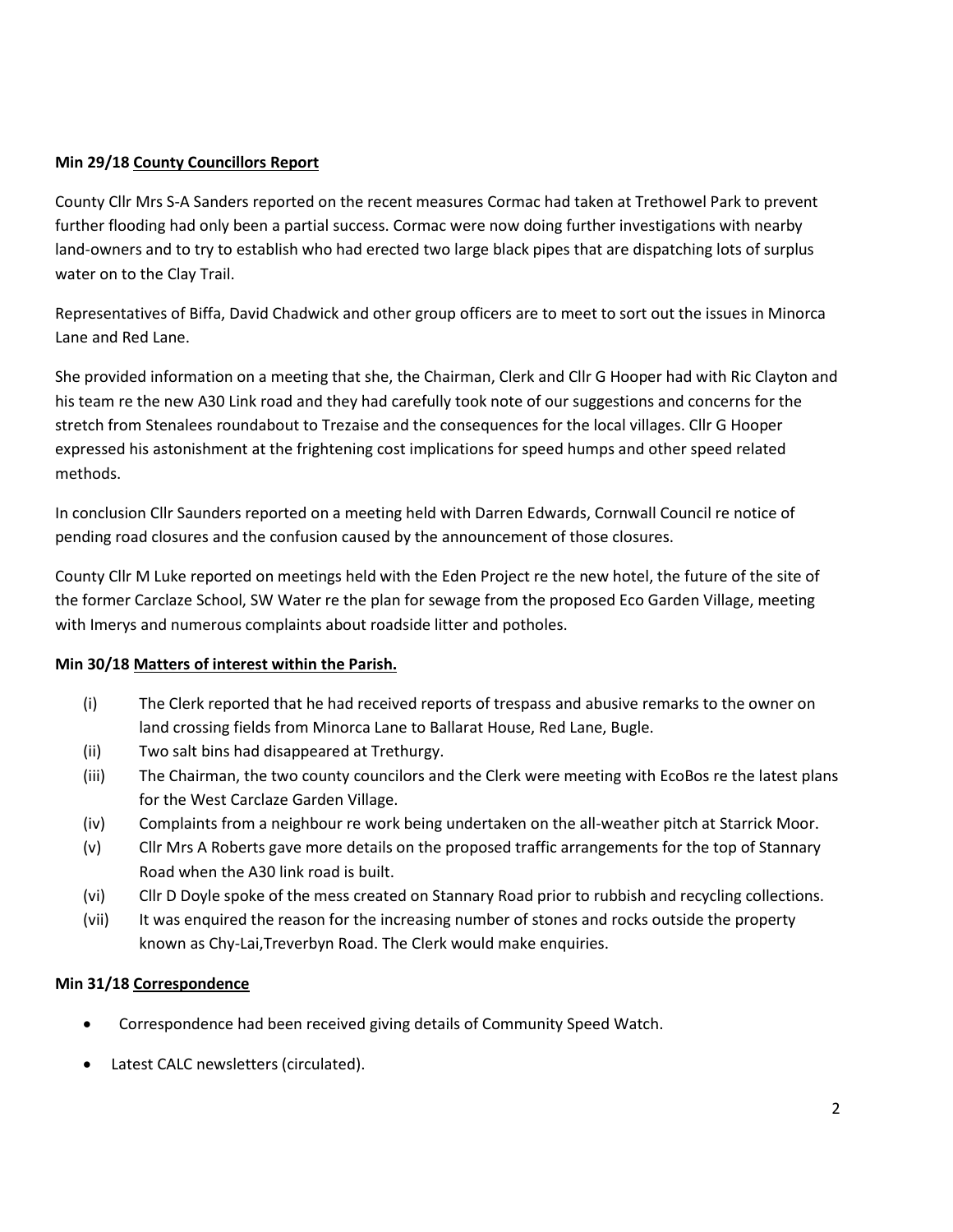**Min 29/18 County Councillors Report**

County Cllr Mrs S-A Sanders reported on the recent measures Cormac had taken at Trethowel Park to prevent further flooding had only been a partial success. Cormac were now doing further investigations with nearby land-owners and to try to establish who had erected two large black pipes that are dispatching lots of surplus water on to the Clay Trail.

Representatives of Biffa, David Chadwick and other group officers are to meet to sort out the issues in Minorca Lane and Red Lane.

She provided information on a meeting that she, the Chairman, Clerk and Cllr G Hooper had with Ric Clayton and his team re the new A30 Link road and they had carefully took note of our suggestions and concerns for the stretch from Stenalees roundabout to Trezaise and the consequences for the local villages. Cllr G Hooper expressed his astonishment at the frightening cost implications for speed humps and other speed related methods.

In conclusion Cllr Saunders reported on a meeting held with Darren Edwards, Cornwall Council re notice of pending road closures and the confusion caused by the announcement of those closures.

County Cllr M Luke reported on meetings held with the Eden Project re the new hotel, the future of the site of the former Carclaze School, SW Water re the plan for sewage from the proposed Eco Garden Village, meeting with Imerys and numerous complaints about roadside litter and potholes.

**Min 30/18 Matters of interest within the Parish.**

(i) The Clerk reported that he had received reports of trespass and abusive remarks to the owner on land crossing fields from Minorca Lane to Ballarat House, Red Lane, Bugle.

(ii) Two salt bins had disappeared at Trethurgy.

(iii) The Chairman, the two county councilors and the Clerk were meeting with EcoBos re the latest plans for the West Carclaze Garden Village.

(iv) Complaints from a neighbour re work being undertaken on the all-weather pitch at Starrick Moor.

(v) Cllr Mrs A Roberts gave more details on the proposed traffic arrangements for the top of Stannary Road when the A30 link road is built.

(vi) Cllr D Doyle spoke of the mess created on Stannary Road prior to rubbish and recycling collections.

(vii) It was enquired the reason for the increasing number of stones and rocks outside the property known as Chy-Lai,Treverbyn Road. The Clerk would make enquiries.

**Min 31/18 Correspondence**

- Correspondence had been received giving details of Community Speed Watch.
- Latest CALC newsletters (circulated).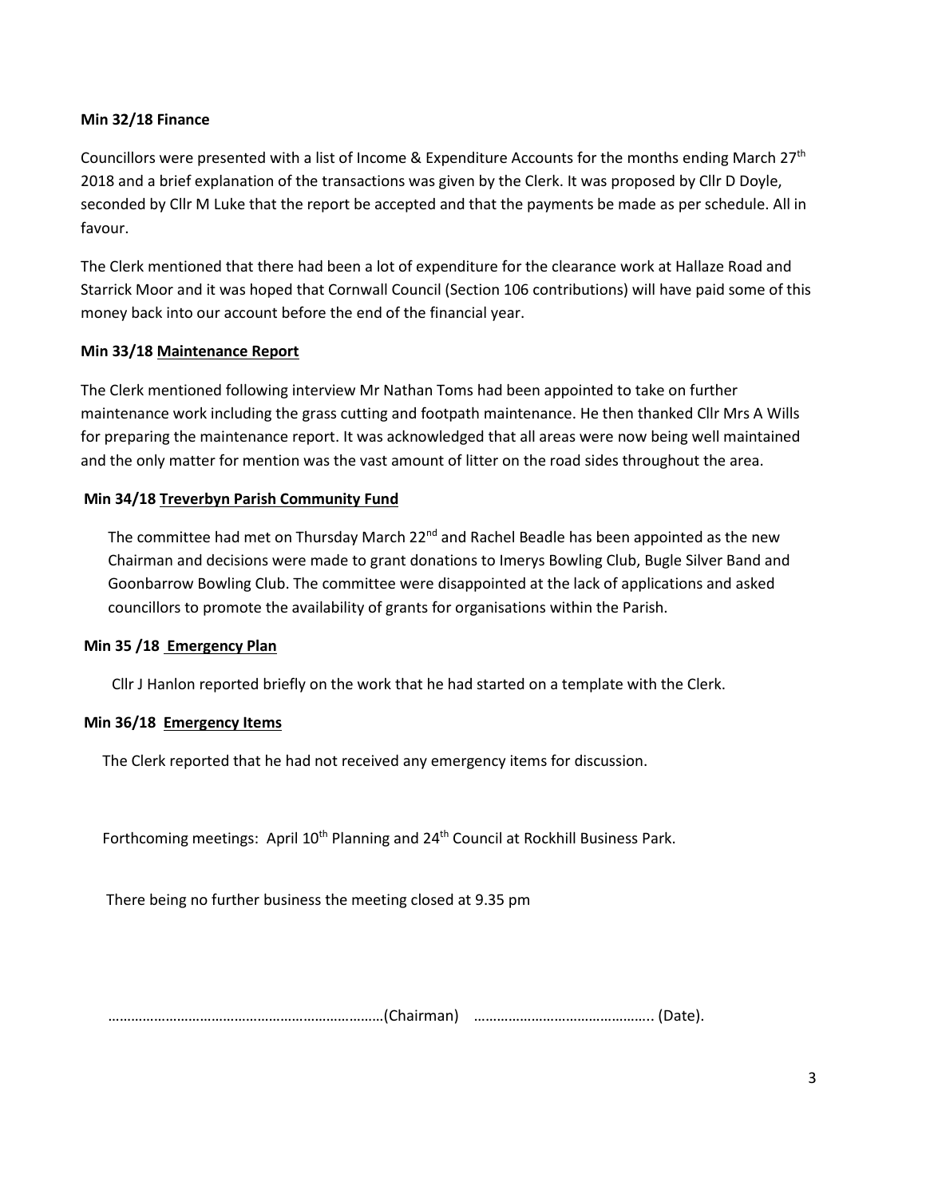**Min 32/18 Finance**

Councillors were presented with a list of Income & Expenditure Accounts for the months ending March 27th 2018 and a brief explanation of the transactions was given by the Clerk. It was proposed by Cllr D Doyle, seconded by Cllr M Luke that the report be accepted and that the payments be made as per schedule. All in favour.

The Clerk mentioned that there had been a lot of expenditure for the clearance work at Hallaze Road and Starrick Moor and it was hoped that Cornwall Council (Section 106 contributions) will have paid some of this money back into our account before the end of the financial year.

**Min 33/18 Maintenance Report**

The Clerk mentioned following interview Mr Nathan Toms had been appointed to take on further maintenance work including the grass cutting and footpath maintenance. He then thanked Cllr Mrs A Wills for preparing the maintenance report. It was acknowledged that all areas were now being well maintained and the only matter for mention was the vast amount of litter on the road sides throughout the area.

**Min 34/18 Treverbyn Parish Community Fund**

The committee had met on Thursday March 22nd and Rachel Beadle has been appointed as the new Chairman and decisions were made to grant donations to Imerys Bowling Club, Bugle Silver Band and Goonbarrow Bowling Club. The committee were disappointed at the lack of applications and asked councillors to promote the availability of grants for organisations within the Parish.

**Min 35 /18 Emergency Plan**

Cllr J Hanlon reported briefly on the work that he had started on a template with the Clerk.

**Min 36/18 Emergency Items**

The Clerk reported that he had not received any emergency items for discussion.

Forthcoming meetings: April 10th Planning and 24th Council at Rockhill Business Park.

There being no further business the meeting closed at 9.35 pm

………………………………………………………………(Chairman) ……………………………………….. (Date).